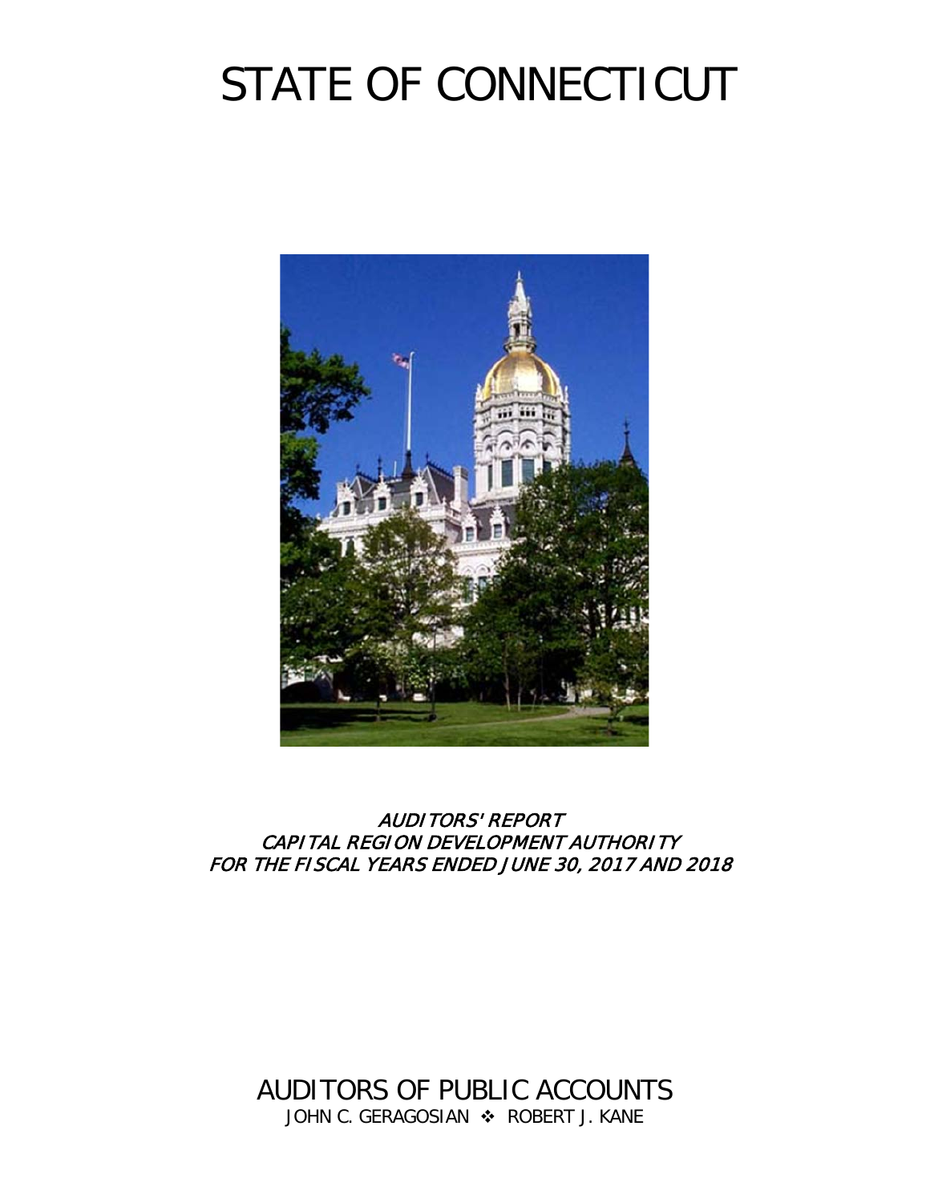# STATE OF CONNECTICUT

*AUDITORS' REPORT*
*CAPITAL REGION DEVELOPMENT AUTHORITY*
*FOR THE FISCAL YEARS ENDED JUNE 30, 2017 AND 2018*

AUDITORS OF PUBLIC ACCOUNTS

JOHN C. GERAGOSIAN ❖ ROBERT J. KANE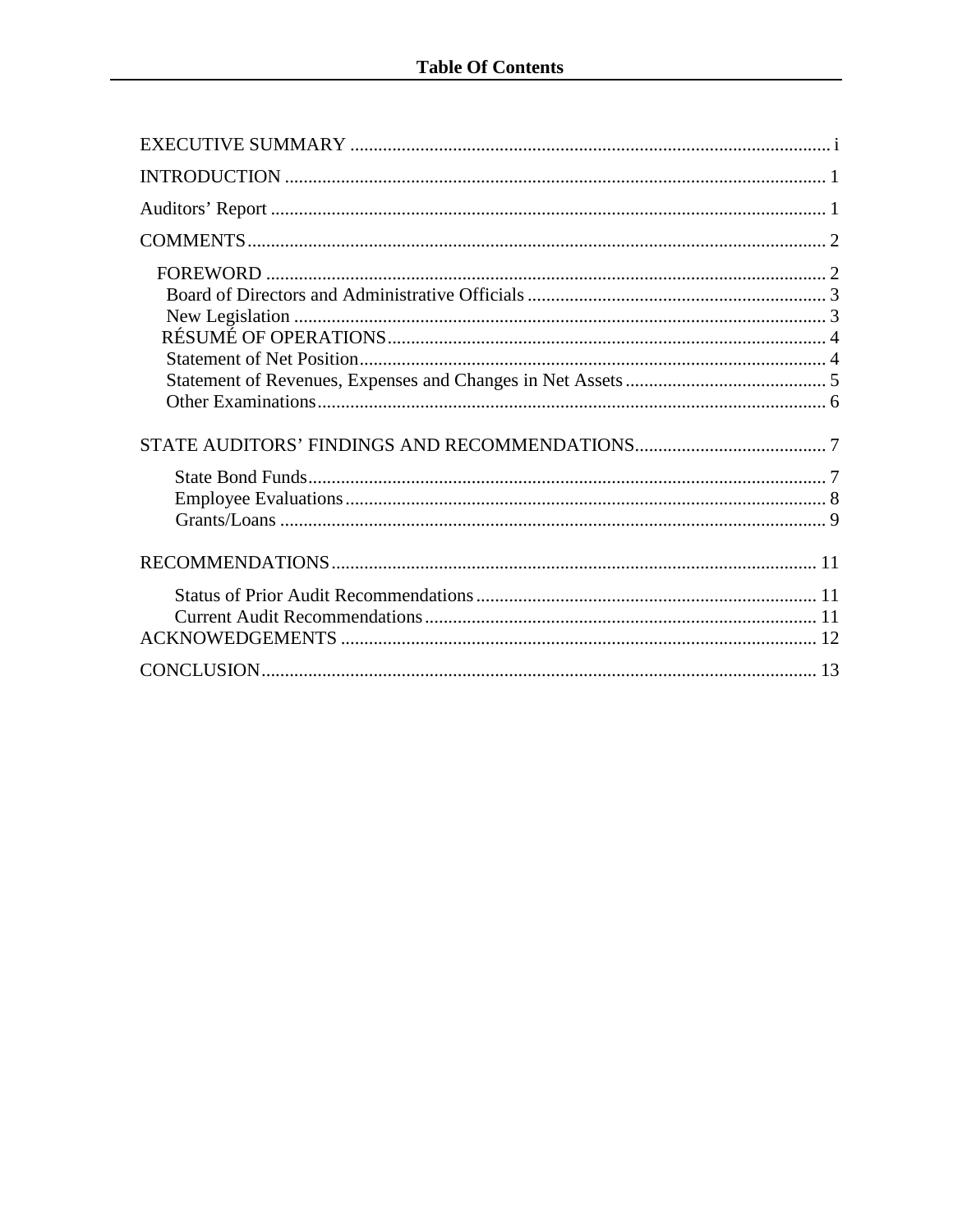# Table Of Contents

EXECUTIVE SUMMARY ........................................................................................................ i

INTRODUCTION .................................................................................................................. 1

Auditors' Report ..................................................................................................................... 1

COMMENTS ........................................................................................................................... 2

- FOREWORD ....................................................................................................................... 2
  - Board of Directors and Administrative Officials ................................................................ 3
  - New Legislation ................................................................................................................. 3
- RÉSUMÉ OF OPERATIONS ............................................................................................. 4
  - Statement of Net Position .................................................................................................... 4
  - Statement of Revenues, Expenses and Changes in Net Assets ........................................... 5
  - Other Examinations ............................................................................................................ 6

STATE AUDITORS' FINDINGS AND RECOMMENDATIONS ......................................... 7

- State Bond Funds ................................................................................................................. 7
- Employee Evaluations .......................................................................................................... 8
- Grants/Loans ........................................................................................................................ 9

RECOMMENDATIONS ........................................................................................................ 11

- Status of Prior Audit Recommendations ........................................................................... 11
- Current Audit Recommendations ...................................................................................... 11

ACKNOWEDGEMENTS ....................................................................................................... 12

CONCLUSION ....................................................................................................................... 13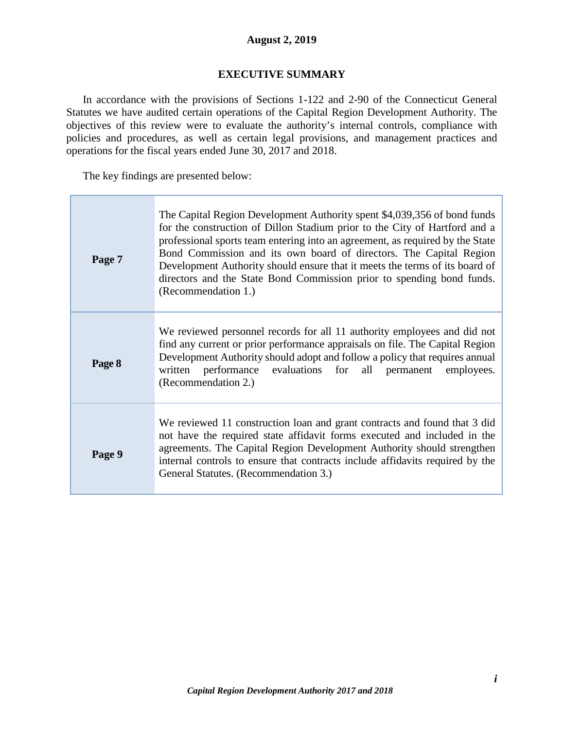**August 2, 2019**

## EXECUTIVE SUMMARY

In accordance with the provisions of Sections 1-122 and 2-90 of the Connecticut General Statutes we have audited certain operations of the Capital Region Development Authority. The objectives of this review were to evaluate the authority's internal controls, compliance with policies and procedures, as well as certain legal provisions, and management practices and operations for the fiscal years ended June 30, 2017 and 2018.

The key findings are presented below:

| | |
|---|---|
| **Page 7** | The Capital Region Development Authority spent $4,039,356 of bond funds for the construction of Dillon Stadium prior to the City of Hartford and a professional sports team entering into an agreement, as required by the State Bond Commission and its own board of directors. The Capital Region Development Authority should ensure that it meets the terms of its board of directors and the State Bond Commission prior to spending bond funds. (Recommendation 1.) |
| **Page 8** | We reviewed personnel records for all 11 authority employees and did not find any current or prior performance appraisals on file. The Capital Region Development Authority should adopt and follow a policy that requires annual written performance evaluations for all permanent employees. (Recommendation 2.) |
| **Page 9** | We reviewed 11 construction loan and grant contracts and found that 3 did not have the required state affidavit forms executed and included in the agreements. The Capital Region Development Authority should strengthen internal controls to ensure that contracts include affidavits required by the General Statutes. (Recommendation 3.) |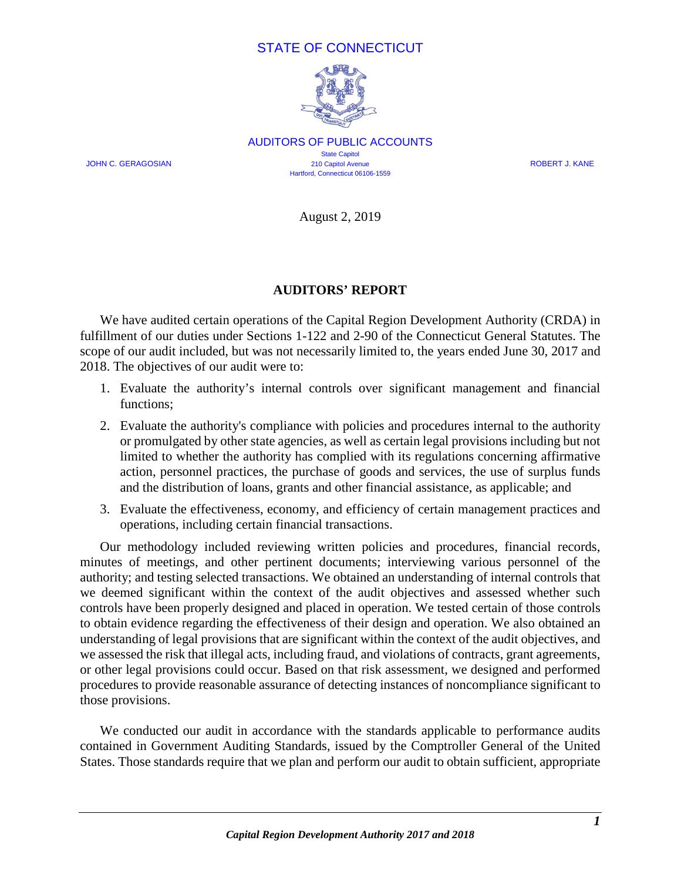STATE OF CONNECTICUT

AUDITORS OF PUBLIC ACCOUNTS

State Capitol
210 Capitol Avenue
Hartford, Connecticut 06106-1559

JOHN C. GERAGOSIAN

ROBERT J. KANE

August 2, 2019

## AUDITORS' REPORT

We have audited certain operations of the Capital Region Development Authority (CRDA) in fulfillment of our duties under Sections 1-122 and 2-90 of the Connecticut General Statutes. The scope of our audit included, but was not necessarily limited to, the years ended June 30, 2017 and 2018. The objectives of our audit were to:

1. Evaluate the authority's internal controls over significant management and financial functions;
2. Evaluate the authority's compliance with policies and procedures internal to the authority or promulgated by other state agencies, as well as certain legal provisions including but not limited to whether the authority has complied with its regulations concerning affirmative action, personnel practices, the purchase of goods and services, the use of surplus funds and the distribution of loans, grants and other financial assistance, as applicable; and
3. Evaluate the effectiveness, economy, and efficiency of certain management practices and operations, including certain financial transactions.

Our methodology included reviewing written policies and procedures, financial records, minutes of meetings, and other pertinent documents; interviewing various personnel of the authority; and testing selected transactions. We obtained an understanding of internal controls that we deemed significant within the context of the audit objectives and assessed whether such controls have been properly designed and placed in operation. We tested certain of those controls to obtain evidence regarding the effectiveness of their design and operation. We also obtained an understanding of legal provisions that are significant within the context of the audit objectives, and we assessed the risk that illegal acts, including fraud, and violations of contracts, grant agreements, or other legal provisions could occur. Based on that risk assessment, we designed and performed procedures to provide reasonable assurance of detecting instances of noncompliance significant to those provisions.

We conducted our audit in accordance with the standards applicable to performance audits contained in Government Auditing Standards, issued by the Comptroller General of the United States. Those standards require that we plan and perform our audit to obtain sufficient, appropriate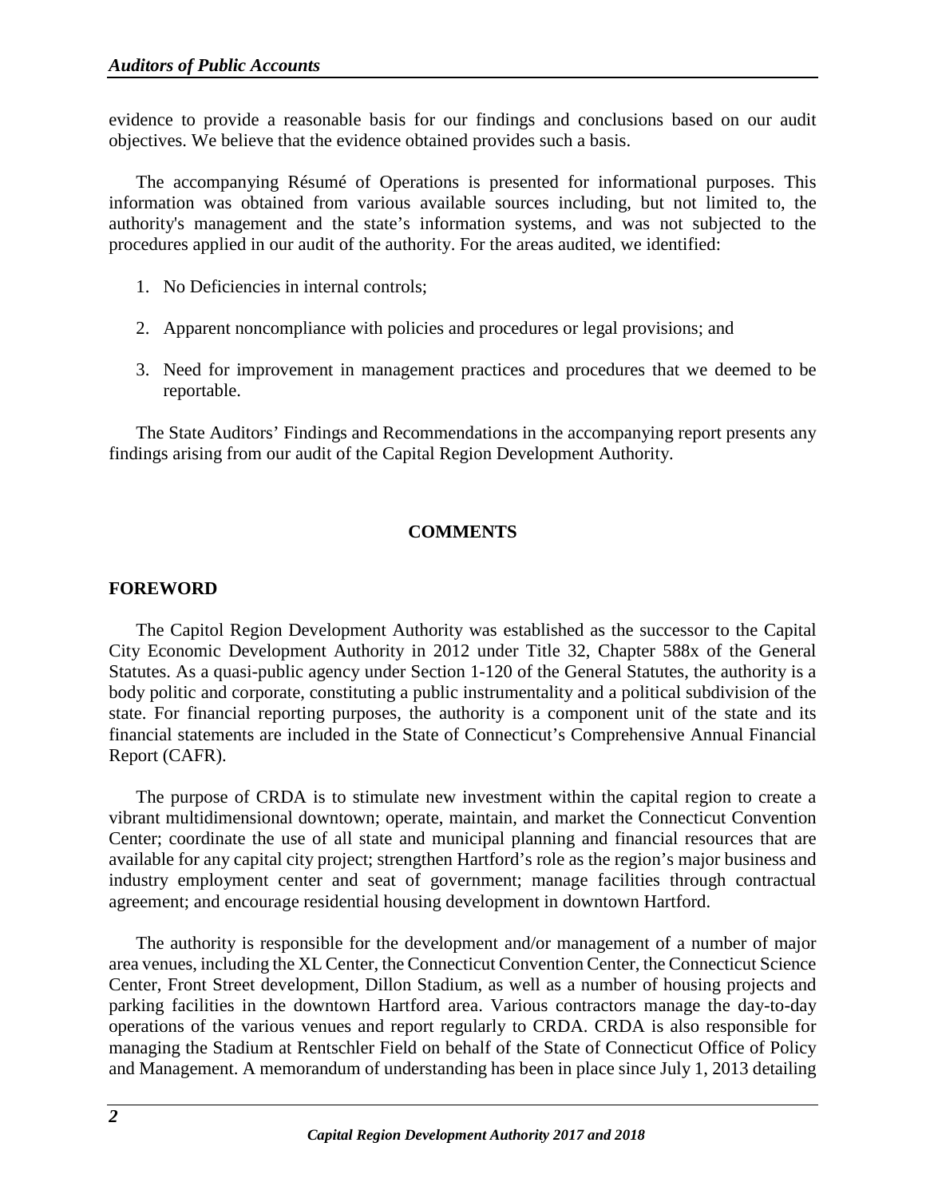evidence to provide a reasonable basis for our findings and conclusions based on our audit objectives. We believe that the evidence obtained provides such a basis.

The accompanying Résumé of Operations is presented for informational purposes. This information was obtained from various available sources including, but not limited to, the authority's management and the state's information systems, and was not subjected to the procedures applied in our audit of the authority. For the areas audited, we identified:

1. No Deficiencies in internal controls;
2. Apparent noncompliance with policies and procedures or legal provisions; and
3. Need for improvement in management practices and procedures that we deemed to be reportable.

The State Auditors' Findings and Recommendations in the accompanying report presents any findings arising from our audit of the Capital Region Development Authority.

## COMMENTS

### FOREWORD

The Capitol Region Development Authority was established as the successor to the Capital City Economic Development Authority in 2012 under Title 32, Chapter 588x of the General Statutes. As a quasi-public agency under Section 1-120 of the General Statutes, the authority is a body politic and corporate, constituting a public instrumentality and a political subdivision of the state. For financial reporting purposes, the authority is a component unit of the state and its financial statements are included in the State of Connecticut's Comprehensive Annual Financial Report (CAFR).

The purpose of CRDA is to stimulate new investment within the capital region to create a vibrant multidimensional downtown; operate, maintain, and market the Connecticut Convention Center; coordinate the use of all state and municipal planning and financial resources that are available for any capital city project; strengthen Hartford's role as the region's major business and industry employment center and seat of government; manage facilities through contractual agreement; and encourage residential housing development in downtown Hartford.

The authority is responsible for the development and/or management of a number of major area venues, including the XL Center, the Connecticut Convention Center, the Connecticut Science Center, Front Street development, Dillon Stadium, as well as a number of housing projects and parking facilities in the downtown Hartford area. Various contractors manage the day-to-day operations of the various venues and report regularly to CRDA. CRDA is also responsible for managing the Stadium at Rentschler Field on behalf of the State of Connecticut Office of Policy and Management. A memorandum of understanding has been in place since July 1, 2013 detailing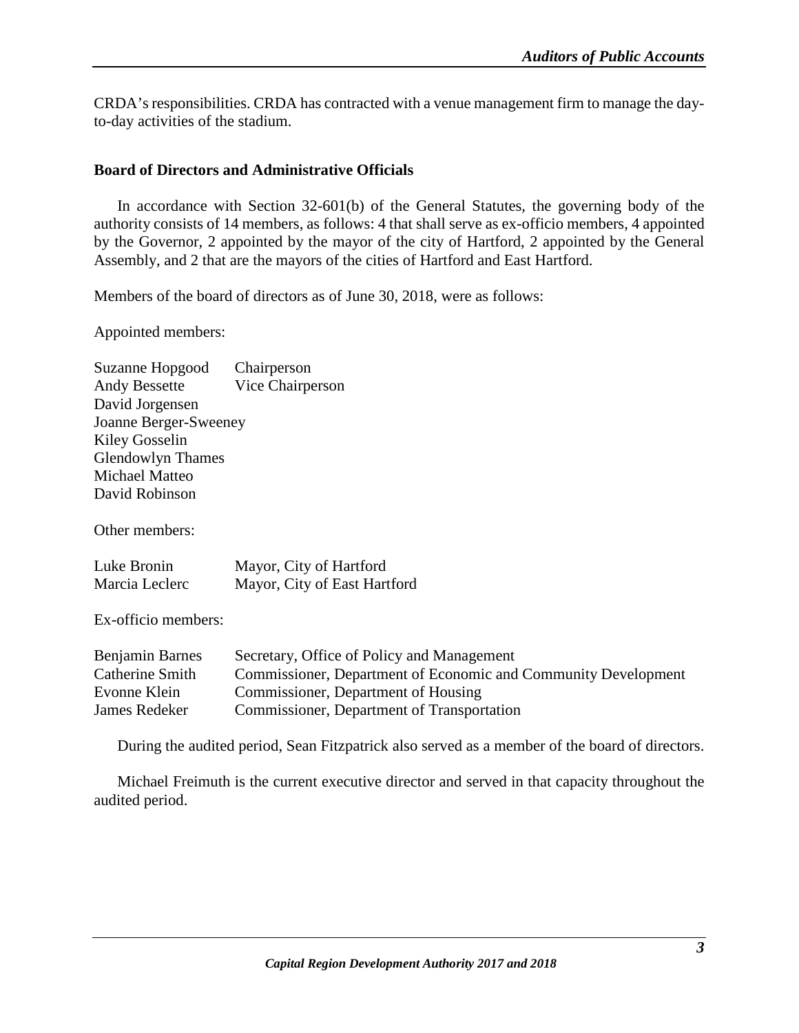CRDA's responsibilities. CRDA has contracted with a venue management firm to manage the day-to-day activities of the stadium.

### Board of Directors and Administrative Officials

In accordance with Section 32-601(b) of the General Statutes, the governing body of the authority consists of 14 members, as follows: 4 that shall serve as ex-officio members, 4 appointed by the Governor, 2 appointed by the mayor of the city of Hartford, 2 appointed by the General Assembly, and 2 that are the mayors of the cities of Hartford and East Hartford.

Members of the board of directors as of June 30, 2018, were as follows:

Appointed members:

| | |
|---|---|
| Suzanne Hopgood | Chairperson |
| Andy Bessette | Vice Chairperson |
| David Jorgensen | |
| Joanne Berger-Sweeney | |
| Kiley Gosselin | |
| Glendowlyn Thames | |
| Michael Matteo | |
| David Robinson | |

Other members:

| | |
|---|---|
| Luke Bronin | Mayor, City of Hartford |
| Marcia Leclerc | Mayor, City of East Hartford |

Ex-officio members:

| | |
|---|---|
| Benjamin Barnes | Secretary, Office of Policy and Management |
| Catherine Smith | Commissioner, Department of Economic and Community Development |
| Evonne Klein | Commissioner, Department of Housing |
| James Redeker | Commissioner, Department of Transportation |

During the audited period, Sean Fitzpatrick also served as a member of the board of directors.

Michael Freimuth is the current executive director and served in that capacity throughout the audited period.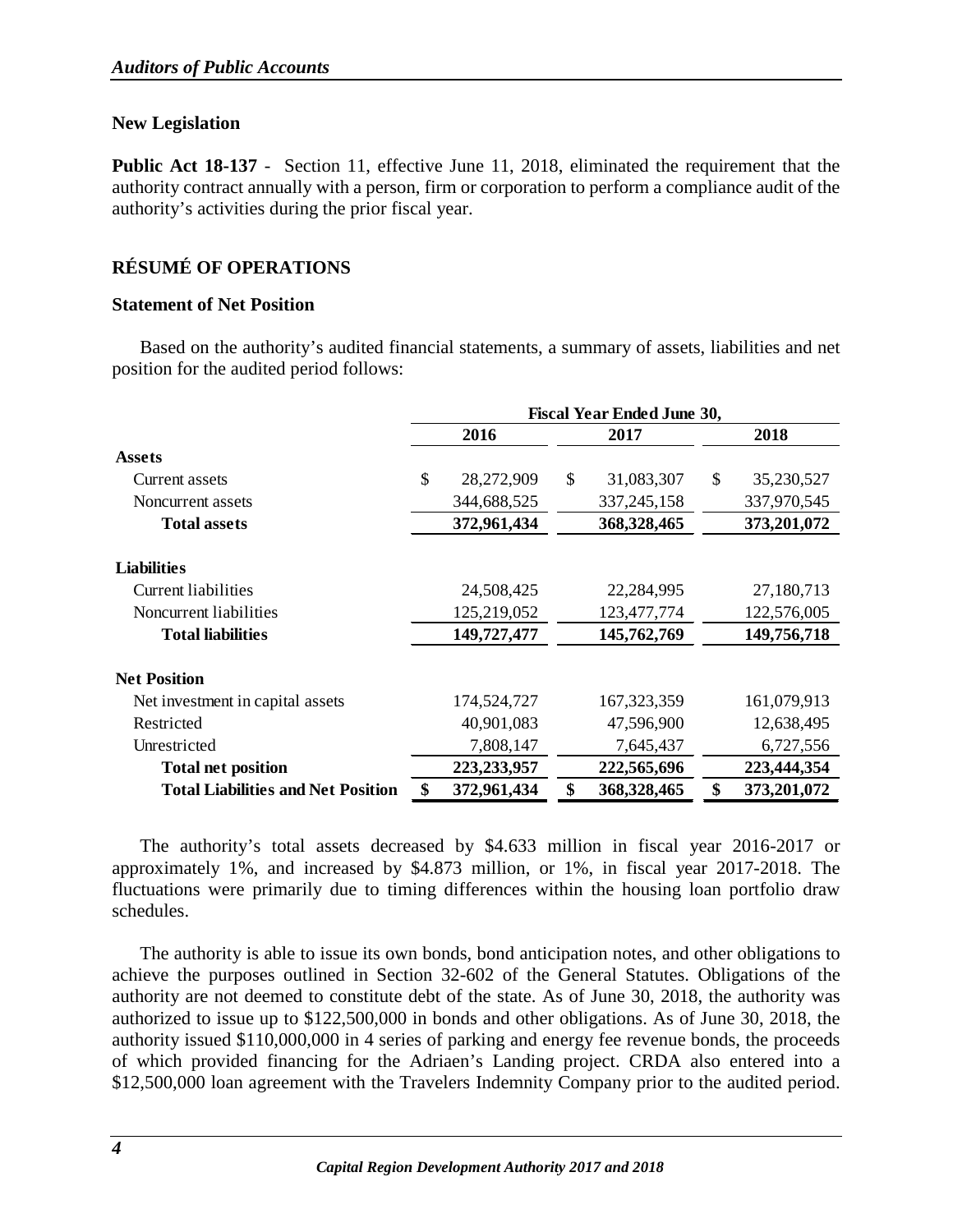## New Legislation

**Public Act 18-137** - Section 11, effective June 11, 2018, eliminated the requirement that the authority contract annually with a person, firm or corporation to perform a compliance audit of the authority's activities during the prior fiscal year.

## RÉSUMÉ OF OPERATIONS

### Statement of Net Position

Based on the authority's audited financial statements, a summary of assets, liabilities and net position for the audited period follows:

| | Fiscal Year Ended June 30, | | |
|---|---|---|---|
| | **2016** | **2017** | **2018** |
| **Assets** | | | |
| Current assets | $ 28,272,909 | $ 31,083,307 | $ 35,230,527 |
| Noncurrent assets | 344,688,525 | 337,245,158 | 337,970,545 |
| **Total assets** | **372,961,434** | **368,328,465** | **373,201,072** |
| **Liabilities** | | | |
| Current liabilities | 24,508,425 | 22,284,995 | 27,180,713 |
| Noncurrent liabilities | 125,219,052 | 123,477,774 | 122,576,005 |
| **Total liabilities** | **149,727,477** | **145,762,769** | **149,756,718** |
| **Net Position** | | | |
| Net investment in capital assets | 174,524,727 | 167,323,359 | 161,079,913 |
| Restricted | 40,901,083 | 47,596,900 | 12,638,495 |
| Unrestricted | 7,808,147 | 7,645,437 | 6,727,556 |
| **Total net position** | **223,233,957** | **222,565,696** | **223,444,354** |
| **Total Liabilities and Net Position** | **$ 372,961,434** | **$ 368,328,465** | **$ 373,201,072** |

The authority's total assets decreased by $4.633 million in fiscal year 2016-2017 or approximately 1%, and increased by $4.873 million, or 1%, in fiscal year 2017-2018. The fluctuations were primarily due to timing differences within the housing loan portfolio draw schedules.

The authority is able to issue its own bonds, bond anticipation notes, and other obligations to achieve the purposes outlined in Section 32-602 of the General Statutes. Obligations of the authority are not deemed to constitute debt of the state. As of June 30, 2018, the authority was authorized to issue up to $122,500,000 in bonds and other obligations. As of June 30, 2018, the authority issued $110,000,000 in 4 series of parking and energy fee revenue bonds, the proceeds of which provided financing for the Adriaen's Landing project. CRDA also entered into a $12,500,000 loan agreement with the Travelers Indemnity Company prior to the audited period.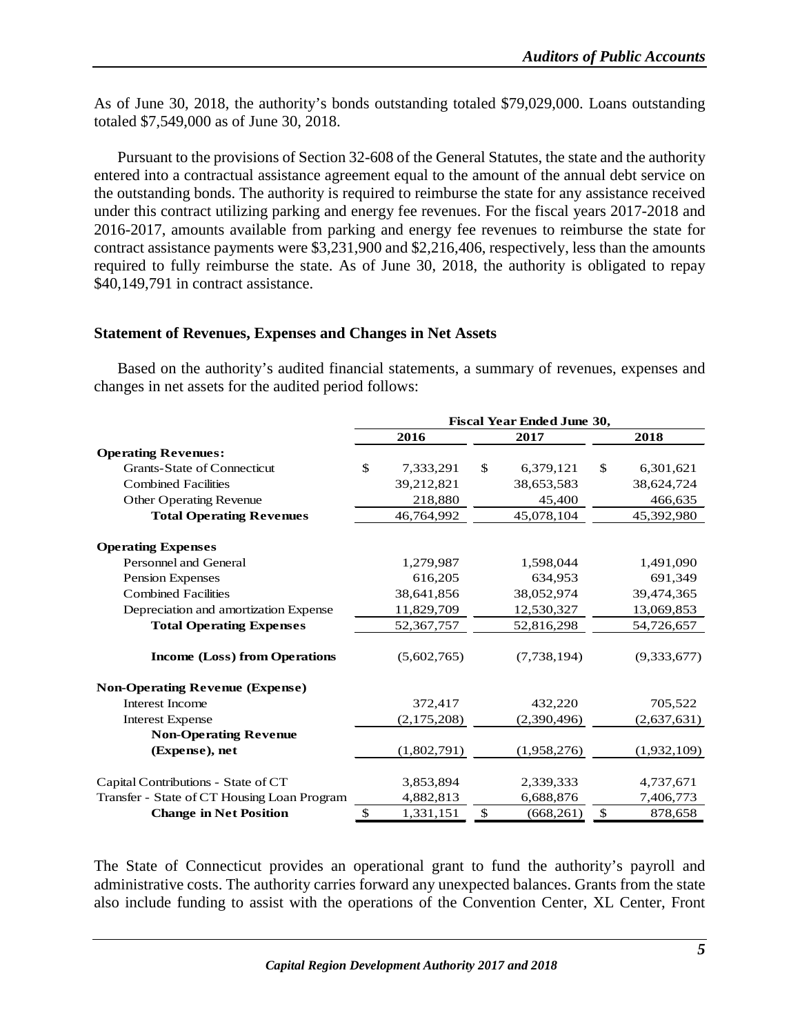As of June 30, 2018, the authority's bonds outstanding totaled $79,029,000. Loans outstanding totaled $7,549,000 as of June 30, 2018.

Pursuant to the provisions of Section 32-608 of the General Statutes, the state and the authority entered into a contractual assistance agreement equal to the amount of the annual debt service on the outstanding bonds. The authority is required to reimburse the state for any assistance received under this contract utilizing parking and energy fee revenues. For the fiscal years 2017-2018 and 2016-2017, amounts available from parking and energy fee revenues to reimburse the state for contract assistance payments were $3,231,900 and $2,216,406, respectively, less than the amounts required to fully reimburse the state. As of June 30, 2018, the authority is obligated to repay $40,149,791 in contract assistance.

### Statement of Revenues, Expenses and Changes in Net Assets

Based on the authority's audited financial statements, a summary of revenues, expenses and changes in net assets for the audited period follows:

| | Fiscal Year Ended June 30, | | |
|---|---|---|---|
| | **2016** | **2017** | **2018** |
| **Operating Revenues:** | | | |
| Grants-State of Connecticut | $ 7,333,291 | $ 6,379,121 | $ 6,301,621 |
| Combined Facilities | 39,212,821 | 38,653,583 | 38,624,724 |
| Other Operating Revenue | 218,880 | 45,400 | 466,635 |
| **Total Operating Revenues** | 46,764,992 | 45,078,104 | 45,392,980 |
| **Operating Expenses** | | | |
| Personnel and General | 1,279,987 | 1,598,044 | 1,491,090 |
| Pension Expenses | 616,205 | 634,953 | 691,349 |
| Combined Facilities | 38,641,856 | 38,052,974 | 39,474,365 |
| Depreciation and amortization Expense | 11,829,709 | 12,530,327 | 13,069,853 |
| **Total Operating Expenses** | 52,367,757 | 52,816,298 | 54,726,657 |
| **Income (Loss) from Operations** | (5,602,765) | (7,738,194) | (9,333,677) |
| **Non-Operating Revenue (Expense)** | | | |
| Interest Income | 372,417 | 432,220 | 705,522 |
| Interest Expense | (2,175,208) | (2,390,496) | (2,637,631) |
| **Non-Operating Revenue (Expense), net** | (1,802,791) | (1,958,276) | (1,932,109) |
| Capital Contributions - State of CT | 3,853,894 | 2,339,333 | 4,737,671 |
| Transfer - State of CT Housing Loan Program | 4,882,813 | 6,688,876 | 7,406,773 |
| **Change in Net Position** | $ 1,331,151 | $ (668,261) | $ 878,658 |

The State of Connecticut provides an operational grant to fund the authority's payroll and administrative costs. The authority carries forward any unexpected balances. Grants from the state also include funding to assist with the operations of the Convention Center, XL Center, Front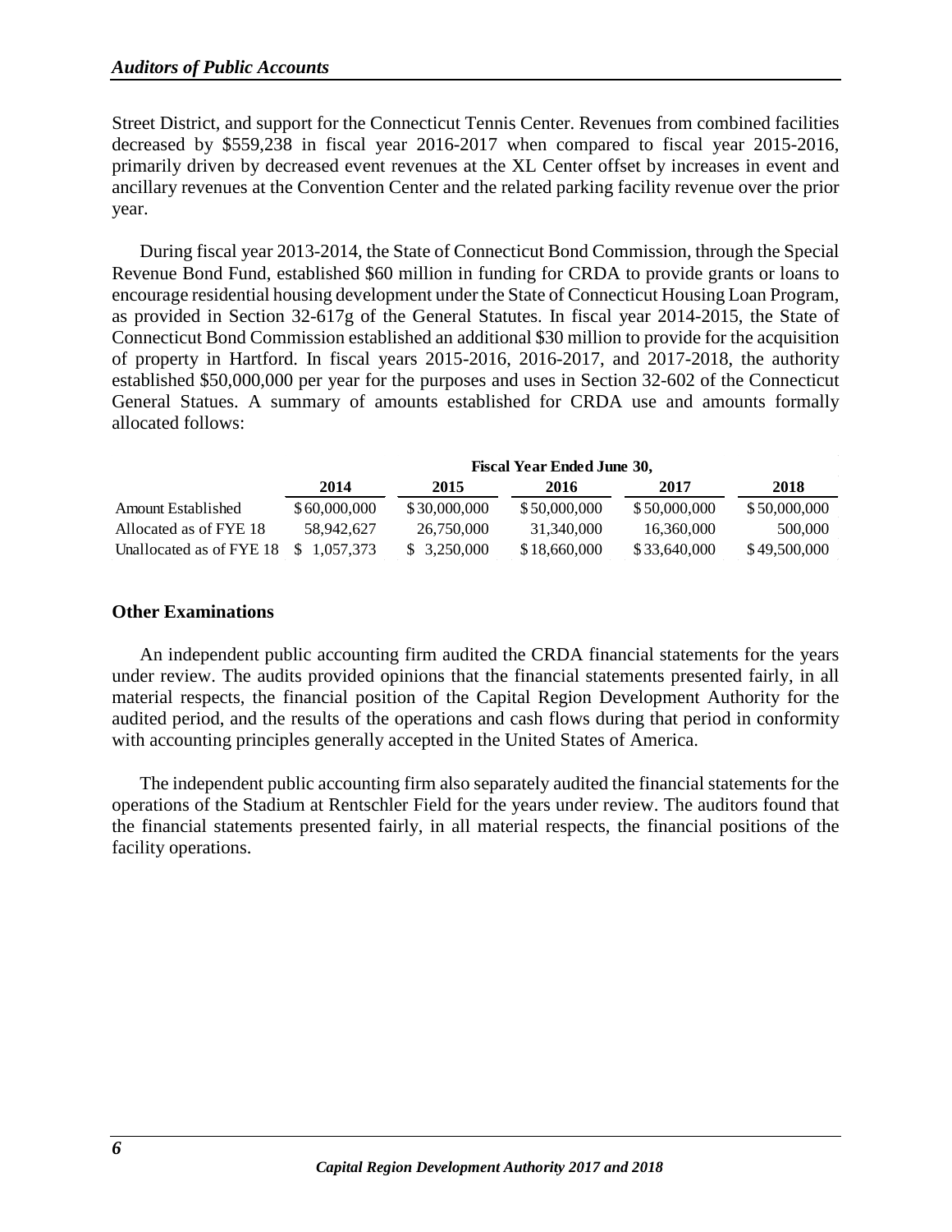Street District, and support for the Connecticut Tennis Center. Revenues from combined facilities decreased by $559,238 in fiscal year 2016-2017 when compared to fiscal year 2015-2016, primarily driven by decreased event revenues at the XL Center offset by increases in event and ancillary revenues at the Convention Center and the related parking facility revenue over the prior year.

During fiscal year 2013-2014, the State of Connecticut Bond Commission, through the Special Revenue Bond Fund, established $60 million in funding for CRDA to provide grants or loans to encourage residential housing development under the State of Connecticut Housing Loan Program, as provided in Section 32-617g of the General Statutes. In fiscal year 2014-2015, the State of Connecticut Bond Commission established an additional $30 million to provide for the acquisition of property in Hartford. In fiscal years 2015-2016, 2016-2017, and 2017-2018, the authority established $50,000,000 per year for the purposes and uses in Section 32-602 of the Connecticut General Statues. A summary of amounts established for CRDA use and amounts formally allocated follows:

| | **Fiscal Year Ended June 30,** | | | | |
|---|---|---|---|---|---|
| | **2014** | **2015** | **2016** | **2017** | **2018** |
| Amount Established | $ 60,000,000 | $ 30,000,000 | $ 50,000,000 | $ 50,000,000 | $ 50,000,000 |
| Allocated as of FYE 18 | 58,942,627 | 26,750,000 | 31,340,000 | 16,360,000 | 500,000 |
| Unallocated as of FYE 18 | $ 1,057,373 | $ 3,250,000 | $ 18,660,000 | $ 33,640,000 | $ 49,500,000 |

**Other Examinations**

An independent public accounting firm audited the CRDA financial statements for the years under review. The audits provided opinions that the financial statements presented fairly, in all material respects, the financial position of the Capital Region Development Authority for the audited period, and the results of the operations and cash flows during that period in conformity with accounting principles generally accepted in the United States of America.

The independent public accounting firm also separately audited the financial statements for the operations of the Stadium at Rentschler Field for the years under review. The auditors found that the financial statements presented fairly, in all material respects, the financial positions of the facility operations.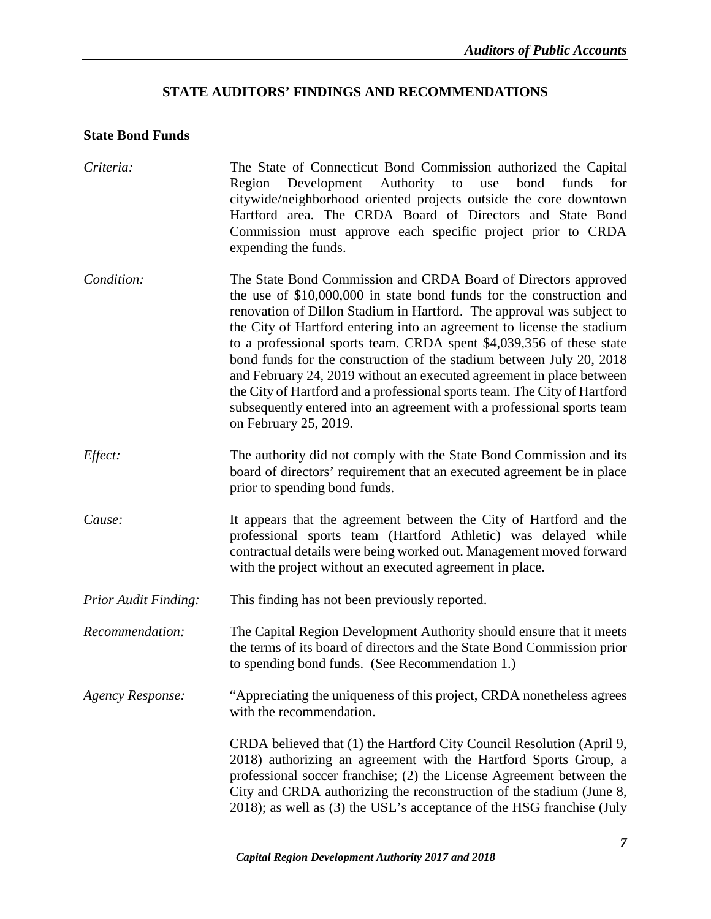## STATE AUDITORS' FINDINGS AND RECOMMENDATIONS

### State Bond Funds

*Criteria:* The State of Connecticut Bond Commission authorized the Capital Region Development Authority to use bond funds for citywide/neighborhood oriented projects outside the core downtown Hartford area. The CRDA Board of Directors and State Bond Commission must approve each specific project prior to CRDA expending the funds.

*Condition:* The State Bond Commission and CRDA Board of Directors approved the use of $10,000,000 in state bond funds for the construction and renovation of Dillon Stadium in Hartford. The approval was subject to the City of Hartford entering into an agreement to license the stadium to a professional sports team. CRDA spent $4,039,356 of these state bond funds for the construction of the stadium between July 20, 2018 and February 24, 2019 without an executed agreement in place between the City of Hartford and a professional sports team. The City of Hartford subsequently entered into an agreement with a professional sports team on February 25, 2019.

*Effect:* The authority did not comply with the State Bond Commission and its board of directors' requirement that an executed agreement be in place prior to spending bond funds.

*Cause:* It appears that the agreement between the City of Hartford and the professional sports team (Hartford Athletic) was delayed while contractual details were being worked out. Management moved forward with the project without an executed agreement in place.

*Prior Audit Finding:* This finding has not been previously reported.

*Recommendation:* The Capital Region Development Authority should ensure that it meets the terms of its board of directors and the State Bond Commission prior to spending bond funds. (See Recommendation 1.)

*Agency Response:* "Appreciating the uniqueness of this project, CRDA nonetheless agrees with the recommendation.

CRDA believed that (1) the Hartford City Council Resolution (April 9, 2018) authorizing an agreement with the Hartford Sports Group, a professional soccer franchise; (2) the License Agreement between the City and CRDA authorizing the reconstruction of the stadium (June 8, 2018); as well as (3) the USL's acceptance of the HSG franchise (July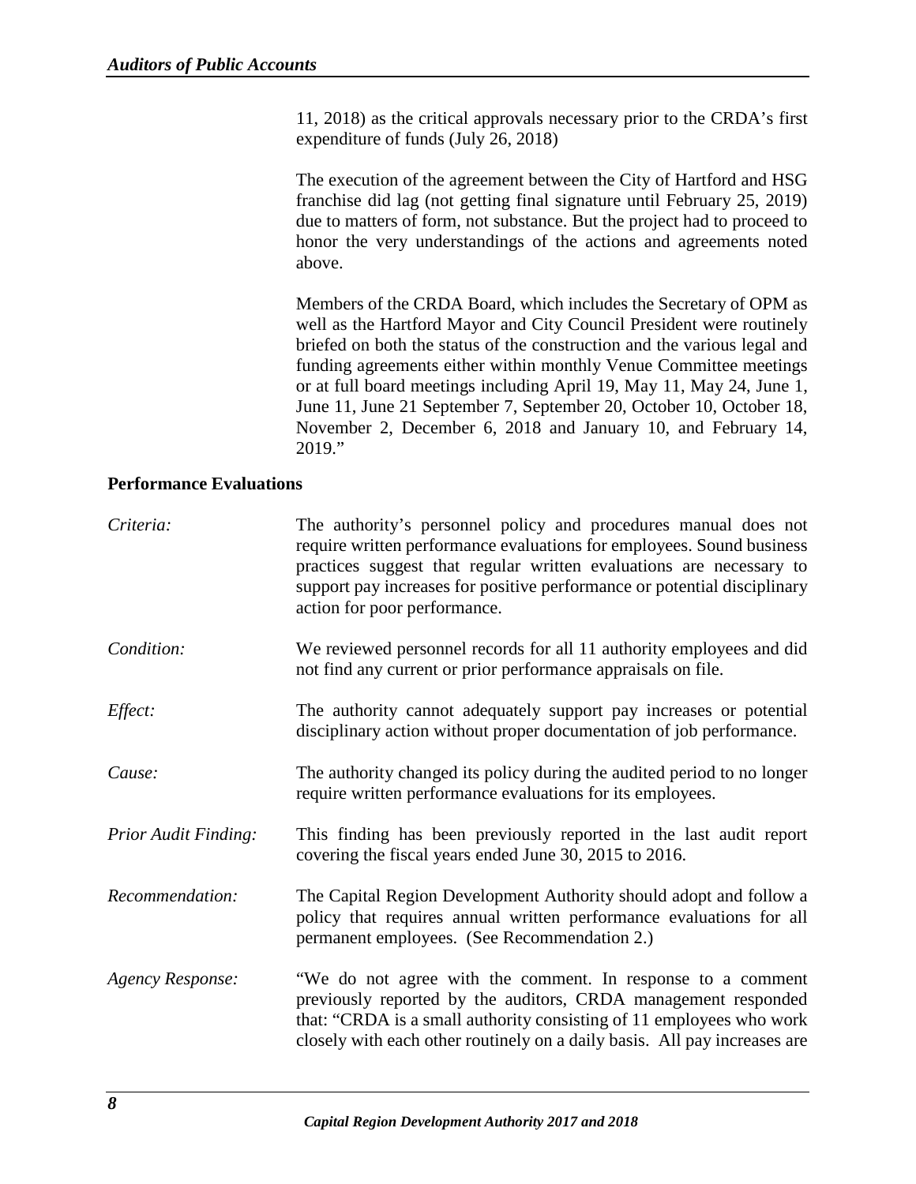11, 2018) as the critical approvals necessary prior to the CRDA's first expenditure of funds (July 26, 2018)

The execution of the agreement between the City of Hartford and HSG franchise did lag (not getting final signature until February 25, 2019) due to matters of form, not substance. But the project had to proceed to honor the very understandings of the actions and agreements noted above.

Members of the CRDA Board, which includes the Secretary of OPM as well as the Hartford Mayor and City Council President were routinely briefed on both the status of the construction and the various legal and funding agreements either within monthly Venue Committee meetings or at full board meetings including April 19, May 11, May 24, June 1, June 11, June 21 September 7, September 20, October 10, October 18, November 2, December 6, 2018 and January 10, and February 14, 2019."

**Performance Evaluations**

*Criteria:* The authority's personnel policy and procedures manual does not require written performance evaluations for employees. Sound business practices suggest that regular written evaluations are necessary to support pay increases for positive performance or potential disciplinary action for poor performance.

*Condition:* We reviewed personnel records for all 11 authority employees and did not find any current or prior performance appraisals on file.

*Effect:* The authority cannot adequately support pay increases or potential disciplinary action without proper documentation of job performance.

*Cause:* The authority changed its policy during the audited period to no longer require written performance evaluations for its employees.

*Prior Audit Finding:* This finding has been previously reported in the last audit report covering the fiscal years ended June 30, 2015 to 2016.

*Recommendation:* The Capital Region Development Authority should adopt and follow a policy that requires annual written performance evaluations for all permanent employees. (See Recommendation 2.)

*Agency Response:* "We do not agree with the comment. In response to a comment previously reported by the auditors, CRDA management responded that: "CRDA is a small authority consisting of 11 employees who work closely with each other routinely on a daily basis. All pay increases are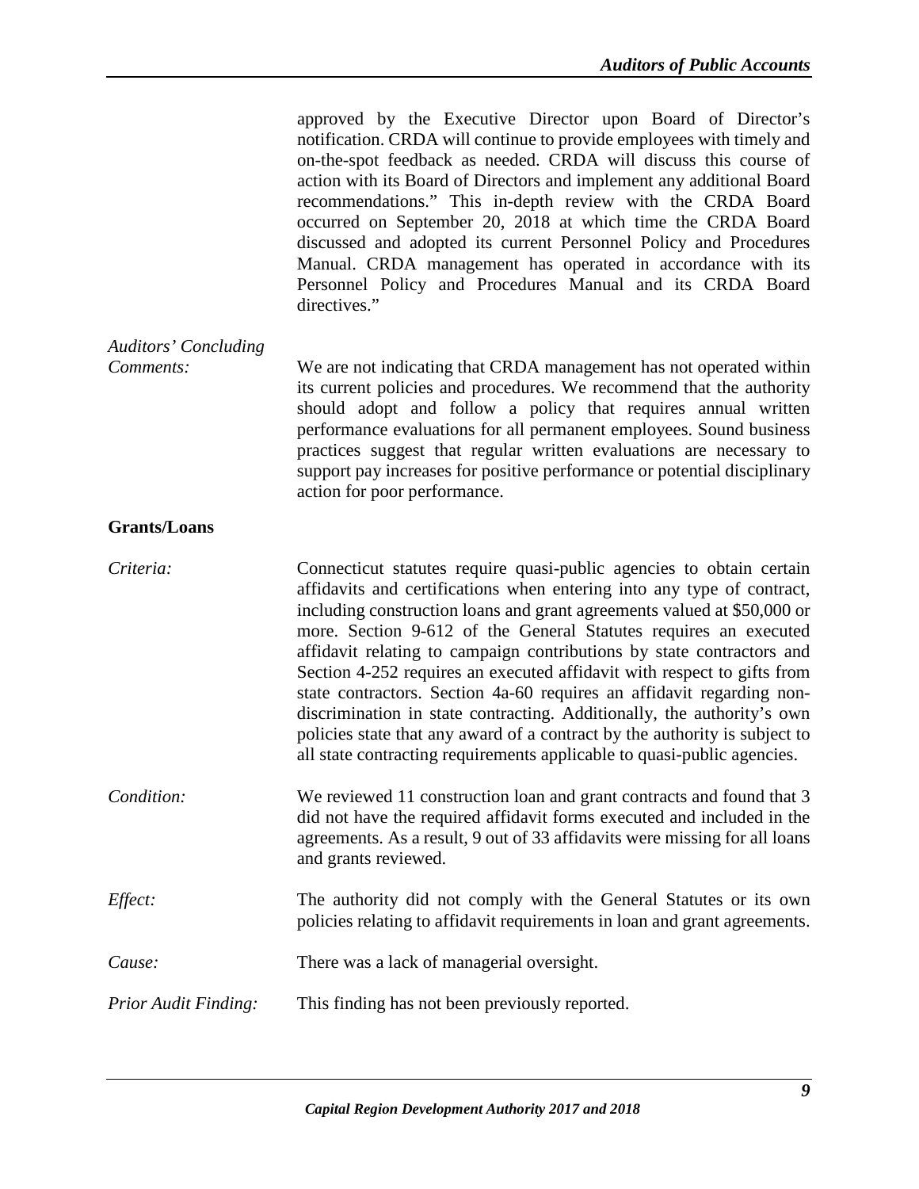approved by the Executive Director upon Board of Director's notification. CRDA will continue to provide employees with timely and on-the-spot feedback as needed. CRDA will discuss this course of action with its Board of Directors and implement any additional Board recommendations." This in-depth review with the CRDA Board occurred on September 20, 2018 at which time the CRDA Board discussed and adopted its current Personnel Policy and Procedures Manual. CRDA management has operated in accordance with its Personnel Policy and Procedures Manual and its CRDA Board directives."

*Auditors' Concluding Comments:* We are not indicating that CRDA management has not operated within its current policies and procedures. We recommend that the authority should adopt and follow a policy that requires annual written performance evaluations for all permanent employees. Sound business practices suggest that regular written evaluations are necessary to support pay increases for positive performance or potential disciplinary action for poor performance.

**Grants/Loans**

*Criteria:* Connecticut statutes require quasi-public agencies to obtain certain affidavits and certifications when entering into any type of contract, including construction loans and grant agreements valued at $50,000 or more. Section 9-612 of the General Statutes requires an executed affidavit relating to campaign contributions by state contractors and Section 4-252 requires an executed affidavit with respect to gifts from state contractors. Section 4a-60 requires an affidavit regarding non-discrimination in state contracting. Additionally, the authority's own policies state that any award of a contract by the authority is subject to all state contracting requirements applicable to quasi-public agencies.

*Condition:* We reviewed 11 construction loan and grant contracts and found that 3 did not have the required affidavit forms executed and included in the agreements. As a result, 9 out of 33 affidavits were missing for all loans and grants reviewed.

*Effect:* The authority did not comply with the General Statutes or its own policies relating to affidavit requirements in loan and grant agreements.

*Cause:* There was a lack of managerial oversight.

*Prior Audit Finding:* This finding has not been previously reported.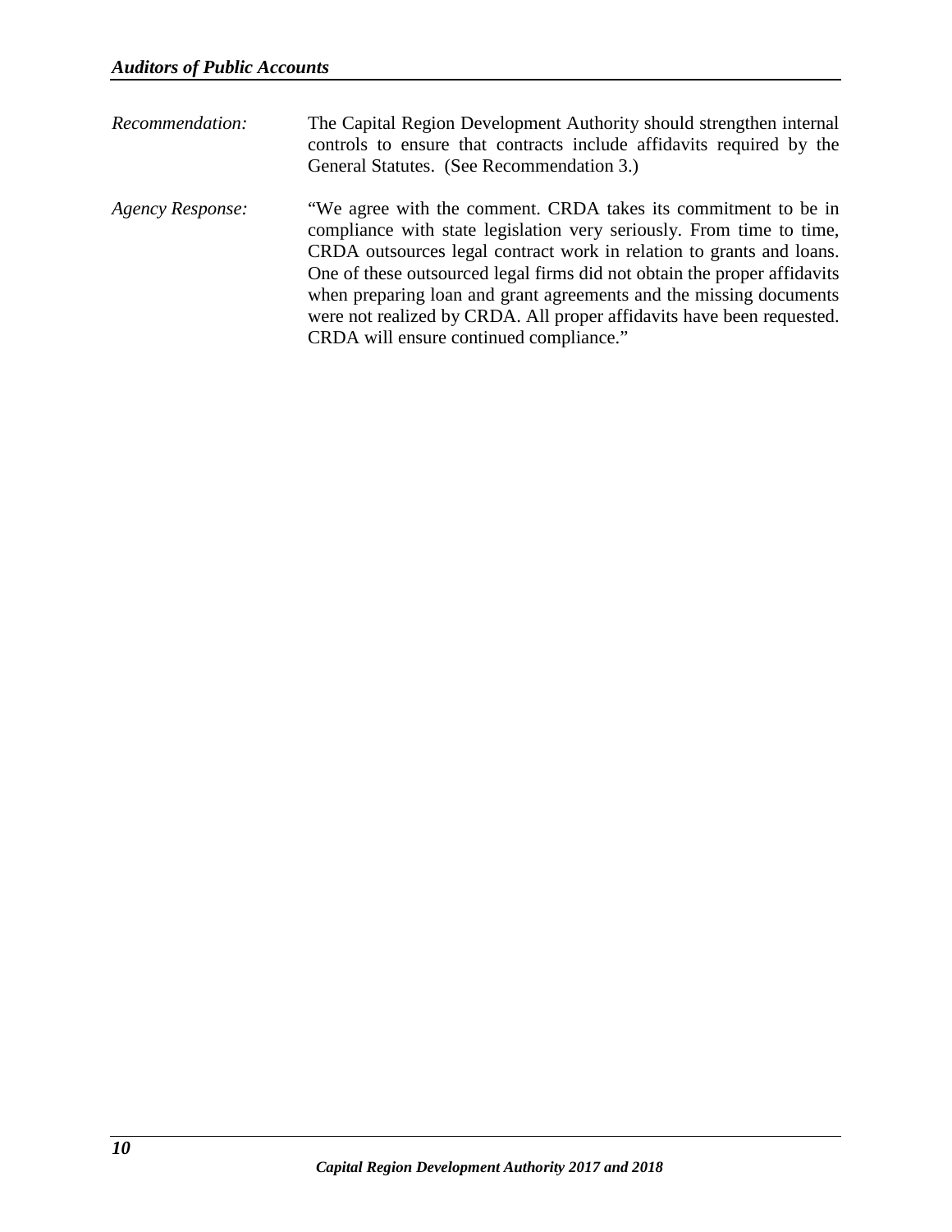*Recommendation:* The Capital Region Development Authority should strengthen internal controls to ensure that contracts include affidavits required by the General Statutes. (See Recommendation 3.)

*Agency Response:* "We agree with the comment. CRDA takes its commitment to be in compliance with state legislation very seriously. From time to time, CRDA outsources legal contract work in relation to grants and loans. One of these outsourced legal firms did not obtain the proper affidavits when preparing loan and grant agreements and the missing documents were not realized by CRDA. All proper affidavits have been requested. CRDA will ensure continued compliance."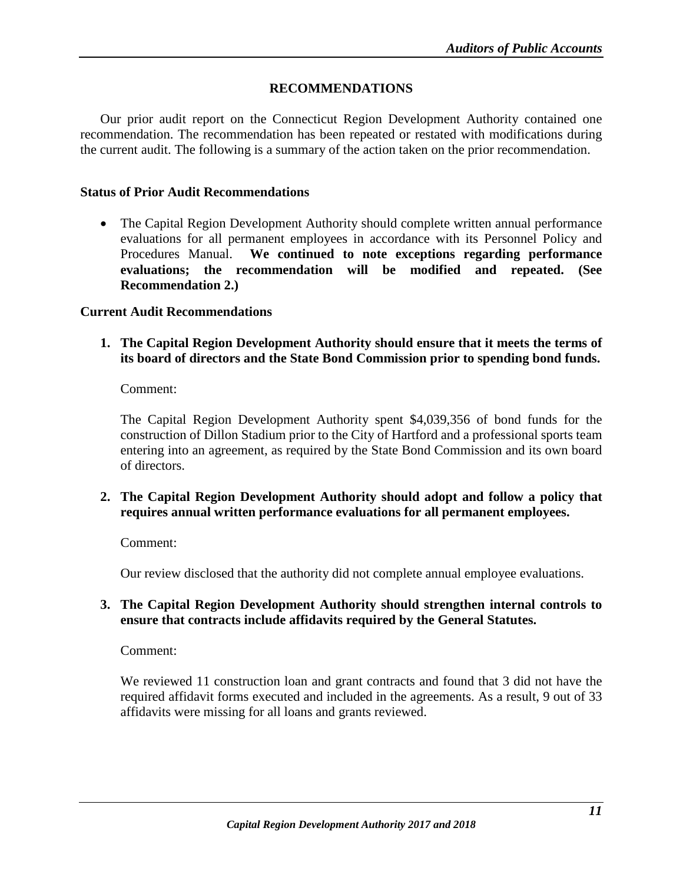## RECOMMENDATIONS

Our prior audit report on the Connecticut Region Development Authority contained one recommendation. The recommendation has been repeated or restated with modifications during the current audit. The following is a summary of the action taken on the prior recommendation.

### Status of Prior Audit Recommendations

- The Capital Region Development Authority should complete written annual performance evaluations for all permanent employees in accordance with its Personnel Policy and Procedures Manual. **We continued to note exceptions regarding performance evaluations; the recommendation will be modified and repeated. (See Recommendation 2.)**

### Current Audit Recommendations

1. **The Capital Region Development Authority should ensure that it meets the terms of its board of directors and the State Bond Commission prior to spending bond funds.**

   Comment:

   The Capital Region Development Authority spent $4,039,356 of bond funds for the construction of Dillon Stadium prior to the City of Hartford and a professional sports team entering into an agreement, as required by the State Bond Commission and its own board of directors.

2. **The Capital Region Development Authority should adopt and follow a policy that requires annual written performance evaluations for all permanent employees.**

   Comment:

   Our review disclosed that the authority did not complete annual employee evaluations.

3. **The Capital Region Development Authority should strengthen internal controls to ensure that contracts include affidavits required by the General Statutes.**

   Comment:

   We reviewed 11 construction loan and grant contracts and found that 3 did not have the required affidavit forms executed and included in the agreements. As a result, 9 out of 33 affidavits were missing for all loans and grants reviewed.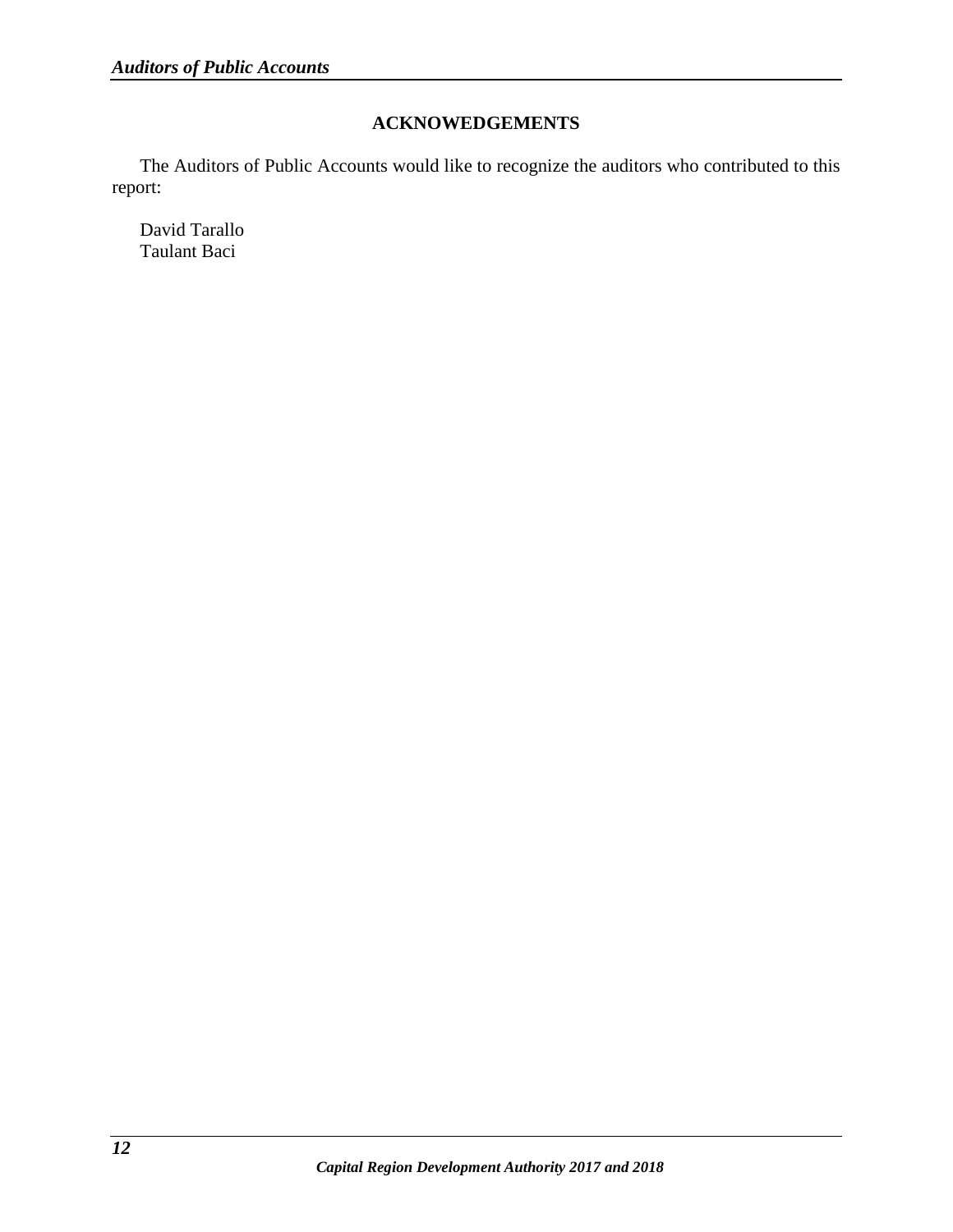## ACKNOWEDGEMENTS

The Auditors of Public Accounts would like to recognize the auditors who contributed to this report:

David Tarallo
Taulant Baci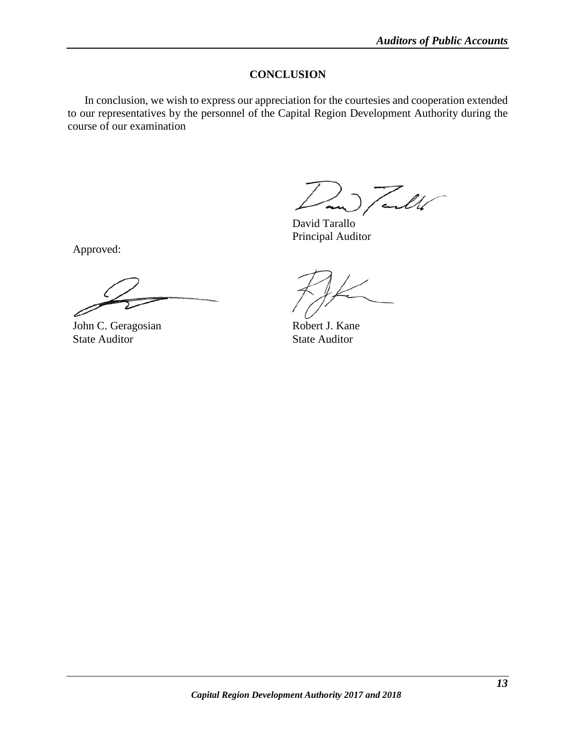## CONCLUSION

In conclusion, we wish to express our appreciation for the courtesies and cooperation extended to our representatives by the personnel of the Capital Region Development Authority during the course of our examination

David Tarallo
Principal Auditor

Approved:

John C. Geragosian
State Auditor

Robert J. Kane
State Auditor